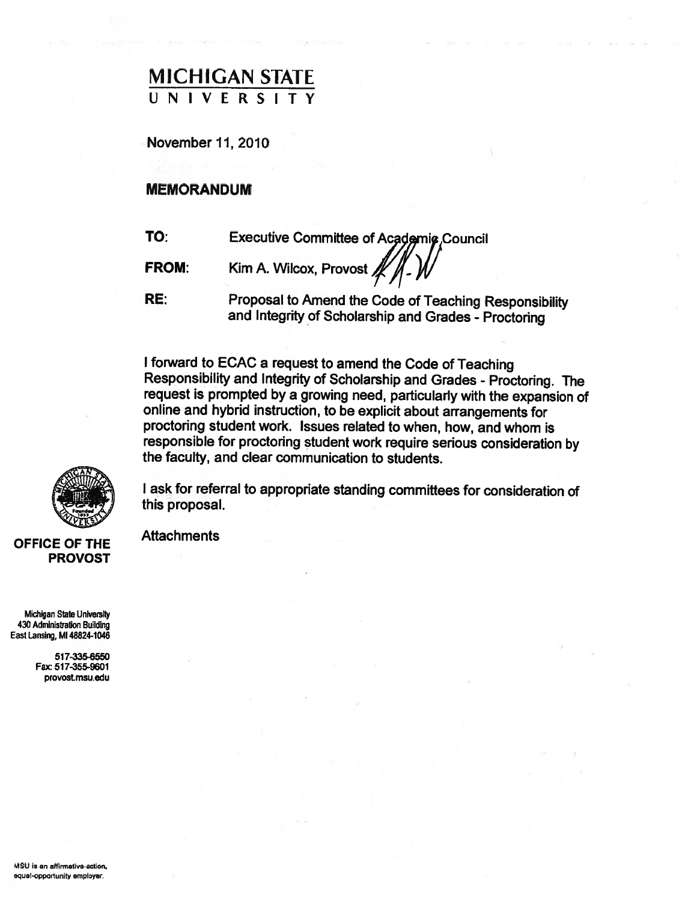# MICHIGAN STATE UNIVERSITY

November 11, 2010

**MEMORANDUM**

**TO:** Executive Committee of Academic Council

**FROM:** Kim A. Wilcox, Provost

**RE:** Proposal to Amend the Code of Teaching Responsibility and Integrity of Scholarship and Grades - Proctoring

I forward to ECAC a request to amend the Code of Teaching Responsibility and Integrity of Scholarship and Grades - Proctoring. The request is prompted by a growing need, particularly with the expansion of online and hybrid instruction, to be explicit about arrangements for proctoring student work. Issues related to when, how, and whom is responsible for proctoring student work require serious consideration by the faculty, and clear communication to students.

I ask for referral to appropriate standing committees for consideration of this proposal.

Attachments

**OFFICE OF THE PROVOST**

Michigan State University
430 Administration Building
East Lansing, MI 48824-1046

517-335-6550
Fax: 517-355-9601
provost.msu.edu

MSU is an affirmative-action, equal-opportunity employer.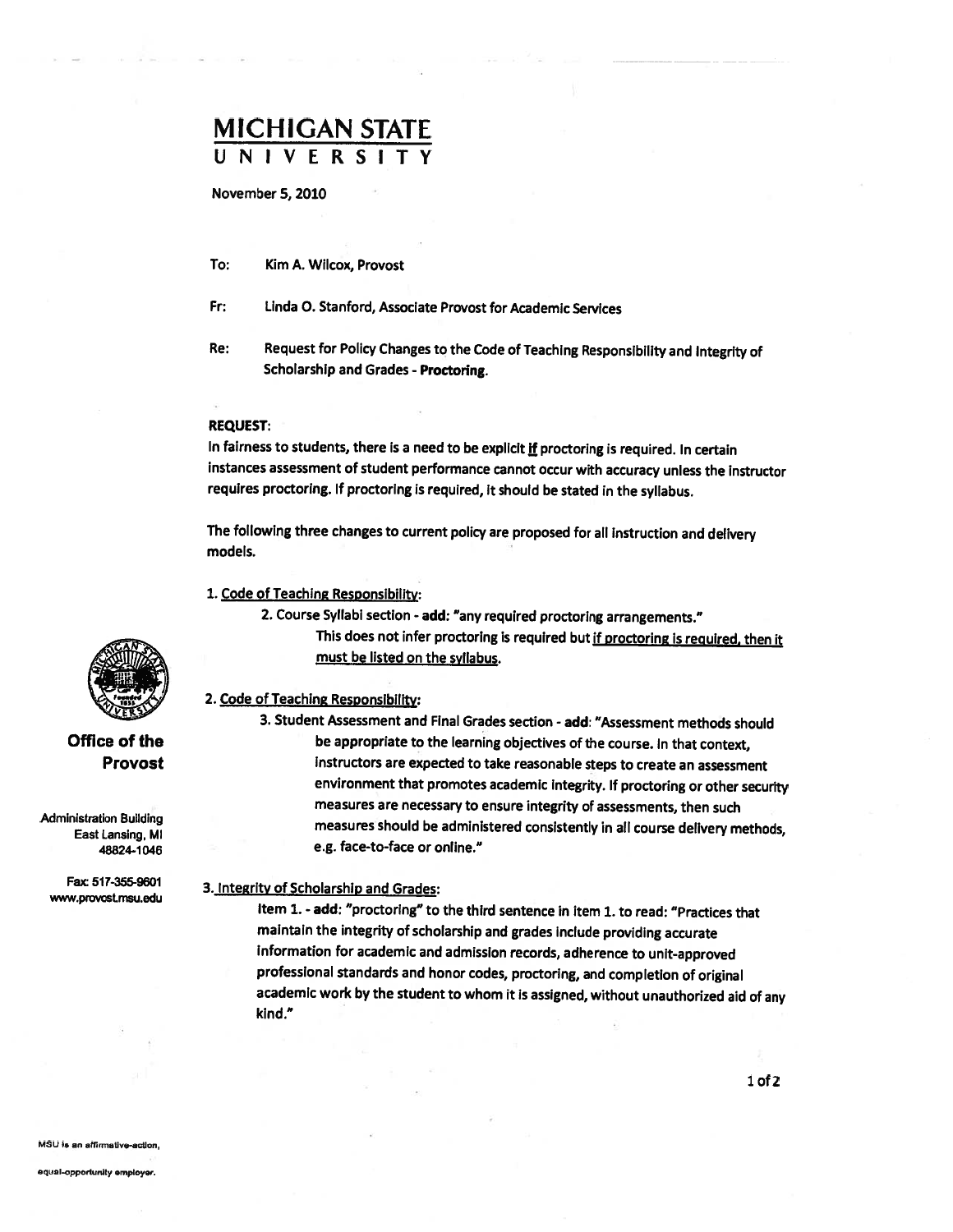# MICHIGAN STATE UNIVERSITY

November 5, 2010

To: Kim A. Wilcox, Provost

Fr: Linda O. Stanford, Associate Provost for Academic Services

Re: Request for Policy Changes to the Code of Teaching Responsibility and Integrity of Scholarship and Grades - **Proctoring**.

**REQUEST:**

In fairness to students, there is a need to be explicit if proctoring is required. In certain instances assessment of student performance cannot occur with accuracy unless the instructor requires proctoring. If proctoring is required, it should be stated in the syllabus.

The following three changes to current policy are proposed for all instruction and delivery models.

1. Code of Teaching Responsibility:

   2. Course Syllabi section - **add**: "any required proctoring arrangements."
   This does not infer proctoring is required but if proctoring is required, then it must be listed on the syllabus.

2. Code of Teaching Responsibility:

   3. Student Assessment and Final Grades section - **add**: "Assessment methods should be appropriate to the learning objectives of the course. In that context, instructors are expected to take reasonable steps to create an assessment environment that promotes academic integrity. If proctoring or other security measures are necessary to ensure integrity of assessments, then such measures should be administered consistently in all course delivery methods, e.g. face-to-face or online."

3. Integrity of Scholarship and Grades:

   Item 1. - **add**: "proctoring" to the third sentence in item 1. to read: "Practices that maintain the integrity of scholarship and grades include providing accurate information for academic and admission records, adherence to unit-approved professional standards and honor codes, proctoring, and completion of original academic work by the student to whom it is assigned, without unauthorized aid of any kind."

**Office of the Provost**

Administration Building
East Lansing, MI
48824-1046

Fax: 517-355-9601
www.provost.msu.edu

MSU is an affirmative-action, equal-opportunity employer.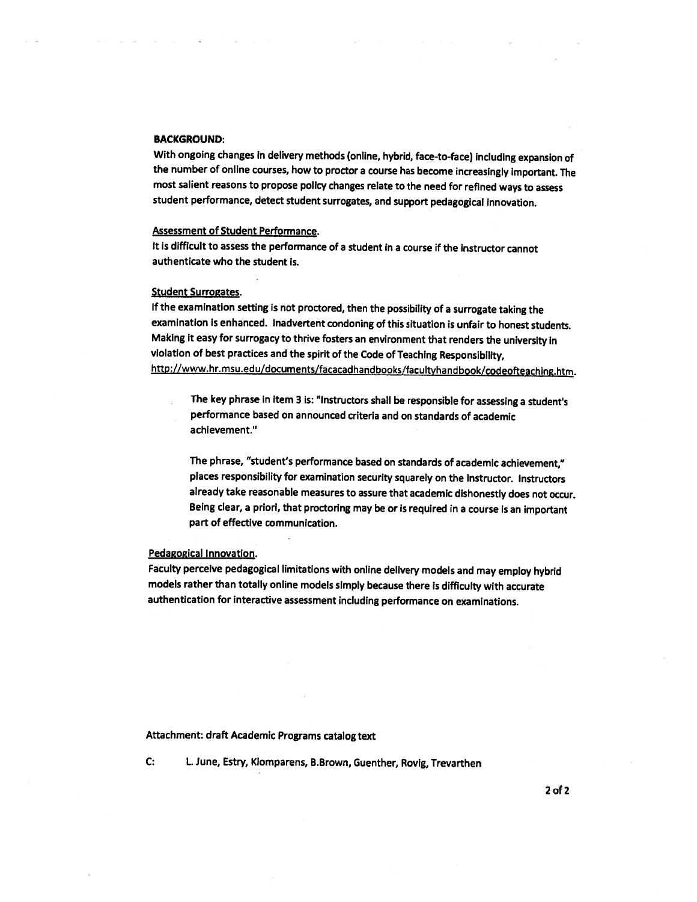**BACKGROUND**:

With ongoing changes in delivery methods (online, hybrid, face-to-face) including expansion of the number of online courses, how to proctor a course has become increasingly important. The most salient reasons to propose policy changes relate to the need for refined ways to assess student performance, detect student surrogates, and support pedagogical innovation.

Assessment of Student Performance.

It is difficult to assess the performance of a student in a course if the instructor cannot authenticate who the student is.

Student Surrogates.

If the examination setting is not proctored, then the possibility of a surrogate taking the examination is enhanced. Inadvertent condoning of this situation is unfair to honest students. Making it easy for surrogacy to thrive fosters an environment that renders the university in violation of best practices and the spirit of the Code of Teaching Responsibility, http://www.hr.msu.edu/documents/facacadhandbooks/facultyhandbook/codeofteaching.htm.

> The key phrase in item 3 is: "Instructors shall be responsible for assessing a student's performance based on announced criteria and on standards of academic achievement."
>
> The phrase, "student's performance based on standards of academic achievement," places responsibility for examination security squarely on the instructor. Instructors already take reasonable measures to assure that academic dishonestly does not occur. Being clear, a priori, that proctoring may be or is required in a course is an important part of effective communication.

Pedagogical Innovation.

Faculty perceive pedagogical limitations with online delivery models and may employ hybrid models rather than totally online models simply because there is difficulty with accurate authentication for interactive assessment including performance on examinations.

Attachment: draft Academic Programs catalog text

C: L. June, Estry, Klomparens, B.Brown, Guenther, Rovig, Trevarthen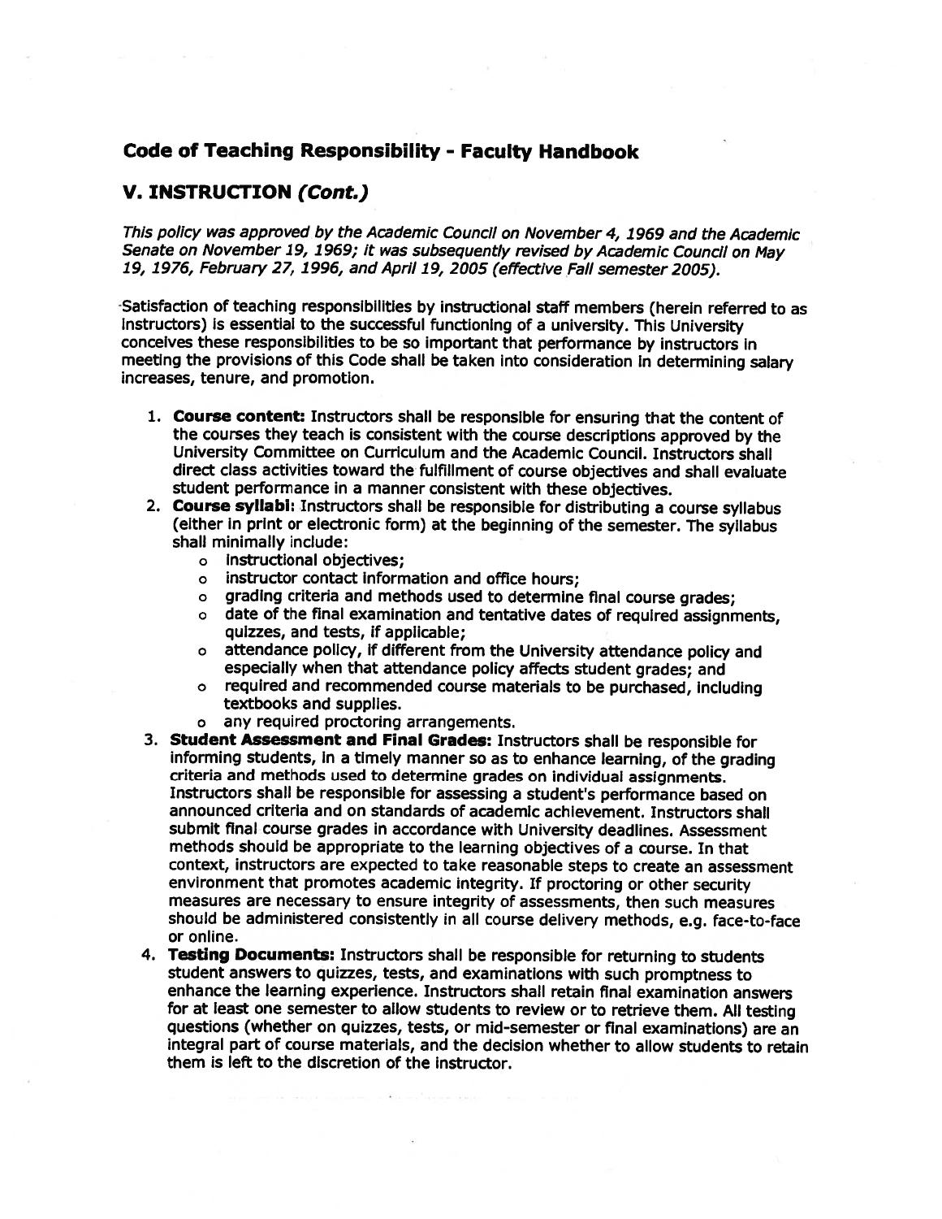## Code of Teaching Responsibility - Faculty Handbook

## V. INSTRUCTION *(Cont.)*

*This policy was approved by the Academic Council on November 4, 1969 and the Academic Senate on November 19, 1969; it was subsequently revised by Academic Council on May 19, 1976, February 27, 1996, and April 19, 2005 (effective Fall semester 2005).*

Satisfaction of teaching responsibilities by instructional staff members (herein referred to as instructors) is essential to the successful functioning of a university. This University conceives these responsibilities to be so important that performance by instructors in meeting the provisions of this Code shall be taken into consideration in determining salary increases, tenure, and promotion.

1. **Course content:** Instructors shall be responsible for ensuring that the content of the courses they teach is consistent with the course descriptions approved by the University Committee on Curriculum and the Academic Council. Instructors shall direct class activities toward the fulfillment of course objectives and shall evaluate student performance in a manner consistent with these objectives.
2. **Course syllabi:** Instructors shall be responsible for distributing a course syllabus (either in print or electronic form) at the beginning of the semester. The syllabus shall minimally include:
   - instructional objectives;
   - instructor contact information and office hours;
   - grading criteria and methods used to determine final course grades;
   - date of the final examination and tentative dates of required assignments, quizzes, and tests, if applicable;
   - attendance policy, if different from the University attendance policy and especially when that attendance policy affects student grades; and
   - required and recommended course materials to be purchased, including textbooks and supplies.
   - any required proctoring arrangements.
3. **Student Assessment and Final Grades:** Instructors shall be responsible for informing students, in a timely manner so as to enhance learning, of the grading criteria and methods used to determine grades on individual assignments. Instructors shall be responsible for assessing a student's performance based on announced criteria and on standards of academic achievement. Instructors shall submit final course grades in accordance with University deadlines. Assessment methods should be appropriate to the learning objectives of a course. In that context, instructors are expected to take reasonable steps to create an assessment environment that promotes academic integrity. If proctoring or other security measures are necessary to ensure integrity of assessments, then such measures should be administered consistently in all course delivery methods, e.g. face-to-face or online.
4. **Testing Documents:** Instructors shall be responsible for returning to students student answers to quizzes, tests, and examinations with such promptness to enhance the learning experience. Instructors shall retain final examination answers for at least one semester to allow students to review or to retrieve them. All testing questions (whether on quizzes, tests, or mid-semester or final examinations) are an integral part of course materials, and the decision whether to allow students to retain them is left to the discretion of the instructor.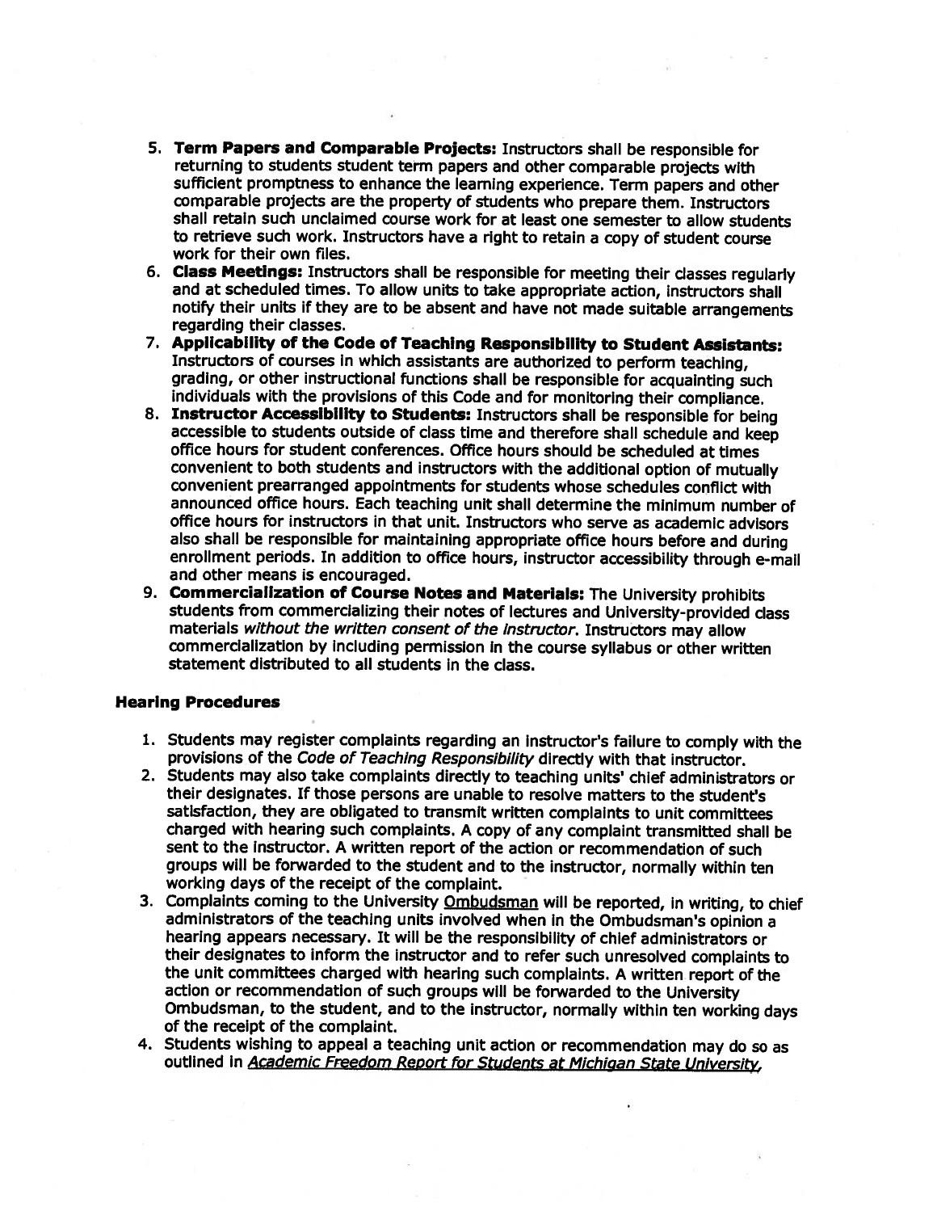5. **Term Papers and Comparable Projects:** Instructors shall be responsible for returning to students student term papers and other comparable projects with sufficient promptness to enhance the learning experience. Term papers and other comparable projects are the property of students who prepare them. Instructors shall retain such unclaimed course work for at least one semester to allow students to retrieve such work. Instructors have a right to retain a copy of student course work for their own files.
6. **Class Meetings:** Instructors shall be responsible for meeting their classes regularly and at scheduled times. To allow units to take appropriate action, instructors shall notify their units if they are to be absent and have not made suitable arrangements regarding their classes.
7. **Applicability of the Code of Teaching Responsibility to Student Assistants:** Instructors of courses in which assistants are authorized to perform teaching, grading, or other instructional functions shall be responsible for acquainting such individuals with the provisions of this Code and for monitoring their compliance.
8. **Instructor Accessibility to Students:** Instructors shall be responsible for being accessible to students outside of class time and therefore shall schedule and keep office hours for student conferences. Office hours should be scheduled at times convenient to both students and instructors with the additional option of mutually convenient prearranged appointments for students whose schedules conflict with announced office hours. Each teaching unit shall determine the minimum number of office hours for instructors in that unit. Instructors who serve as academic advisors also shall be responsible for maintaining appropriate office hours before and during enrollment periods. In addition to office hours, instructor accessibility through e-mail and other means is encouraged.
9. **Commercialization of Course Notes and Materials:** The University prohibits students from commercializing their notes of lectures and University-provided class materials *without the written consent of the instructor.* Instructors may allow commercialization by including permission in the course syllabus or other written statement distributed to all students in the class.

### Hearing Procedures

1. Students may register complaints regarding an instructor's failure to comply with the provisions of the *Code of Teaching Responsibility* directly with that instructor.
2. Students may also take complaints directly to teaching units' chief administrators or their designates. If those persons are unable to resolve matters to the student's satisfaction, they are obligated to transmit written complaints to unit committees charged with hearing such complaints. A copy of any complaint transmitted shall be sent to the instructor. A written report of the action or recommendation of such groups will be forwarded to the student and to the instructor, normally within ten working days of the receipt of the complaint.
3. Complaints coming to the University Ombudsman will be reported, in writing, to chief administrators of the teaching units involved when in the Ombudsman's opinion a hearing appears necessary. It will be the responsibility of chief administrators or their designates to inform the instructor and to refer such unresolved complaints to the unit committees charged with hearing such complaints. A written report of the action or recommendation of such groups will be forwarded to the University Ombudsman, to the student, and to the instructor, normally within ten working days of the receipt of the complaint.
4. Students wishing to appeal a teaching unit action or recommendation may do so as outlined in *Academic Freedom Report for Students at Michigan State University,*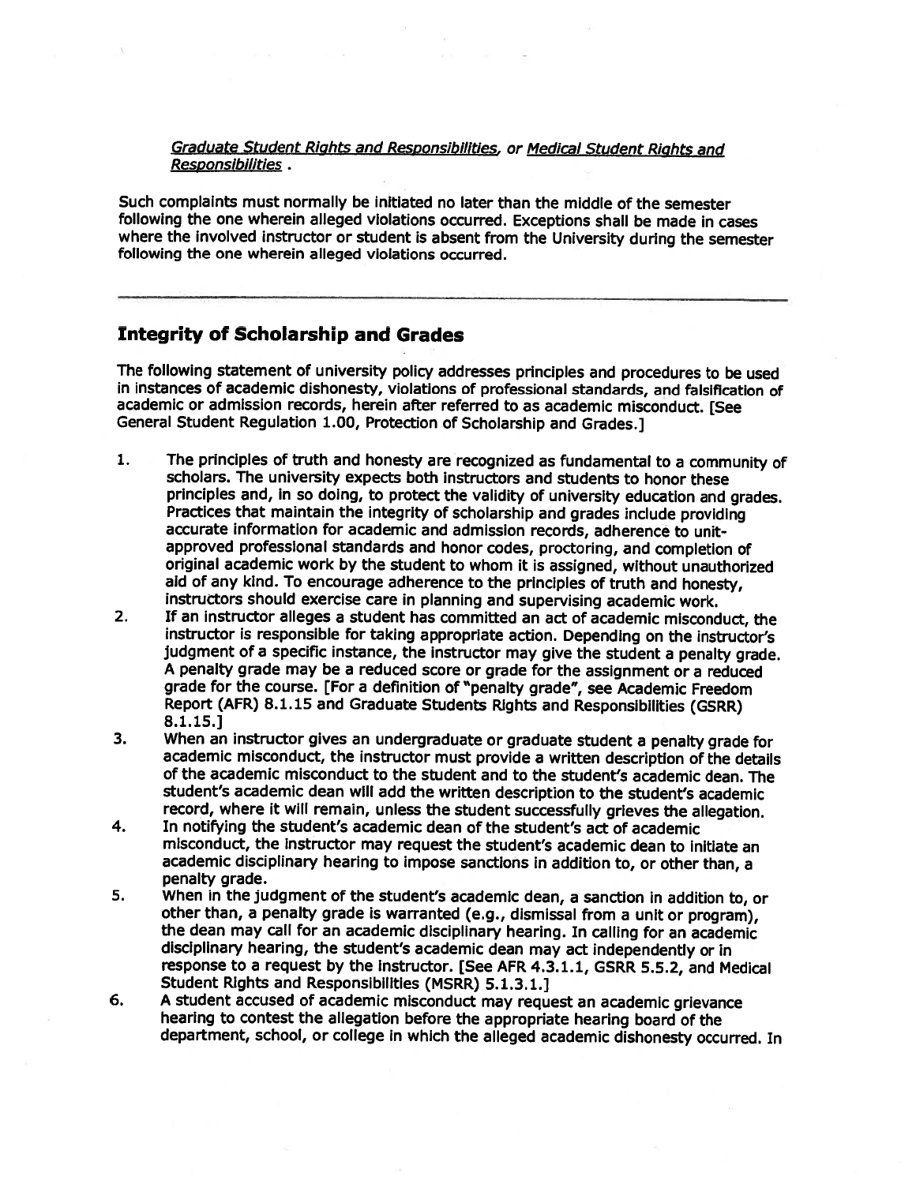*Graduate Student Rights and Responsibilities, or Medical Student Rights and Responsibilities .*

Such complaints must normally be initiated no later than the middle of the semester following the one wherein alleged violations occurred. Exceptions shall be made in cases where the involved instructor or student is absent from the University during the semester following the one wherein alleged violations occurred.

---

## Integrity of Scholarship and Grades

The following statement of university policy addresses principles and procedures to be used in instances of academic dishonesty, violations of professional standards, and falsification of academic or admission records, herein after referred to as academic misconduct. [See General Student Regulation 1.00, Protection of Scholarship and Grades.]

1. The principles of truth and honesty are recognized as fundamental to a community of scholars. The university expects both instructors and students to honor these principles and, in so doing, to protect the validity of university education and grades. Practices that maintain the integrity of scholarship and grades include providing accurate information for academic and admission records, adherence to unit-approved professional standards and honor codes, proctoring, and completion of original academic work by the student to whom it is assigned, without unauthorized aid of any kind. To encourage adherence to the principles of truth and honesty, instructors should exercise care in planning and supervising academic work.
2. If an instructor alleges a student has committed an act of academic misconduct, the instructor is responsible for taking appropriate action. Depending on the instructor's judgment of a specific instance, the instructor may give the student a penalty grade. A penalty grade may be a reduced score or grade for the assignment or a reduced grade for the course. [For a definition of "penalty grade", see Academic Freedom Report (AFR) 8.1.15 and Graduate Students Rights and Responsibilities (GSRR) 8.1.15.]
3. When an instructor gives an undergraduate or graduate student a penalty grade for academic misconduct, the instructor must provide a written description of the details of the academic misconduct to the student and to the student's academic dean. The student's academic dean will add the written description to the student's academic record, where it will remain, unless the student successfully grieves the allegation.
4. In notifying the student's academic dean of the student's act of academic misconduct, the instructor may request the student's academic dean to initiate an academic disciplinary hearing to impose sanctions in addition to, or other than, a penalty grade.
5. When in the judgment of the student's academic dean, a sanction in addition to, or other than, a penalty grade is warranted (e.g., dismissal from a unit or program), the dean may call for an academic disciplinary hearing. In calling for an academic disciplinary hearing, the student's academic dean may act independently or in response to a request by the instructor. [See AFR 4.3.1.1, GSRR 5.5.2, and Medical Student Rights and Responsibilities (MSRR) 5.1.3.1.]
6. A student accused of academic misconduct may request an academic grievance hearing to contest the allegation before the appropriate hearing board of the department, school, or college in which the alleged academic dishonesty occurred. In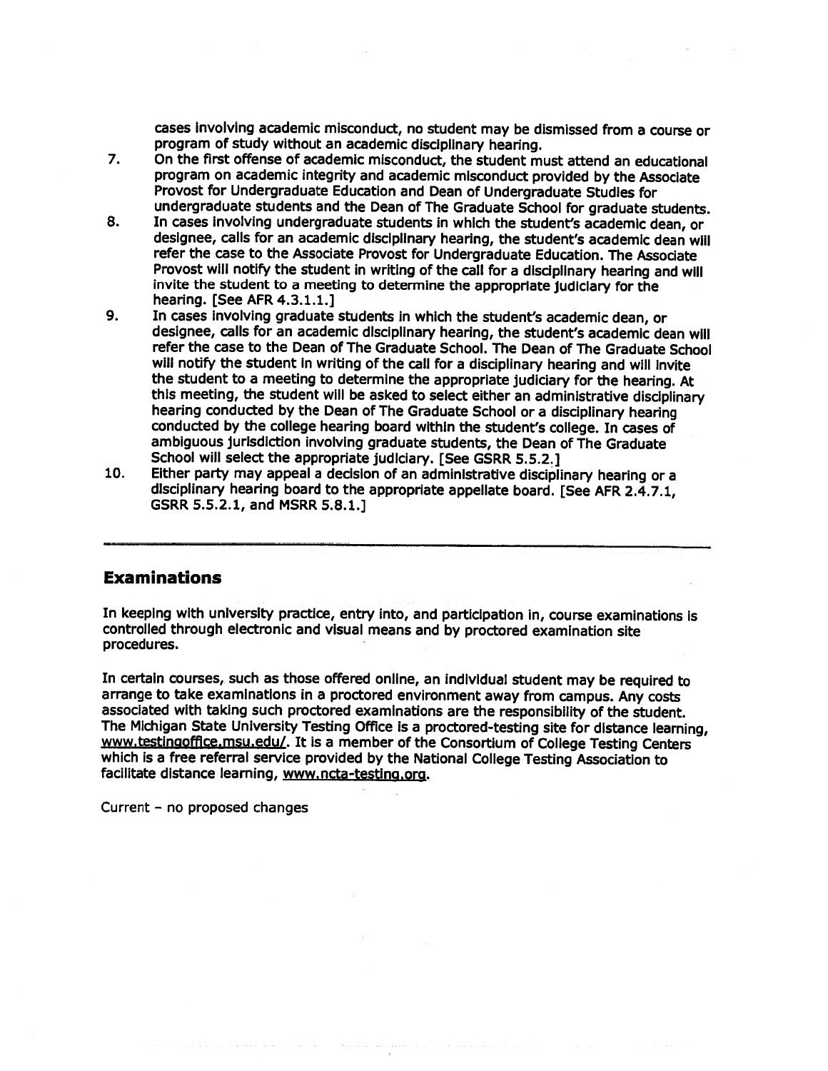cases involving academic misconduct, no student may be dismissed from a course or program of study without an academic disciplinary hearing.

7. On the first offense of academic misconduct, the student must attend an educational program on academic integrity and academic misconduct provided by the Associate Provost for Undergraduate Education and Dean of Undergraduate Studies for undergraduate students and the Dean of The Graduate School for graduate students.
8. In cases involving undergraduate students in which the student's academic dean, or designee, calls for an academic disciplinary hearing, the student's academic dean will refer the case to the Associate Provost for Undergraduate Education. The Associate Provost will notify the student in writing of the call for a disciplinary hearing and will invite the student to a meeting to determine the appropriate judiciary for the hearing. [See AFR 4.3.1.1.]
9. In cases involving graduate students in which the student's academic dean, or designee, calls for an academic disciplinary hearing, the student's academic dean will refer the case to the Dean of The Graduate School. The Dean of The Graduate School will notify the student in writing of the call for a disciplinary hearing and will invite the student to a meeting to determine the appropriate judiciary for the hearing. At this meeting, the student will be asked to select either an administrative disciplinary hearing conducted by the Dean of The Graduate School or a disciplinary hearing conducted by the college hearing board within the student's college. In cases of ambiguous jurisdiction involving graduate students, the Dean of The Graduate School will select the appropriate judiciary. [See GSRR 5.5.2.]
10. Either party may appeal a decision of an administrative disciplinary hearing or a disciplinary hearing board to the appropriate appellate board. [See AFR 2.4.7.1, GSRR 5.5.2.1, and MSRR 5.8.1.]

---

## Examinations

In keeping with university practice, entry into, and participation in, course examinations is controlled through electronic and visual means and by proctored examination site procedures.

In certain courses, such as those offered online, an individual student may be required to arrange to take examinations in a proctored environment away from campus. Any costs associated with taking such proctored examinations are the responsibility of the student. The Michigan State University Testing Office is a proctored-testing site for distance learning, www.testingoffice.msu.edu/. It is a member of the Consortium of College Testing Centers which is a free referral service provided by the National College Testing Association to facilitate distance learning, www.ncta-testing.org.

Current – no proposed changes